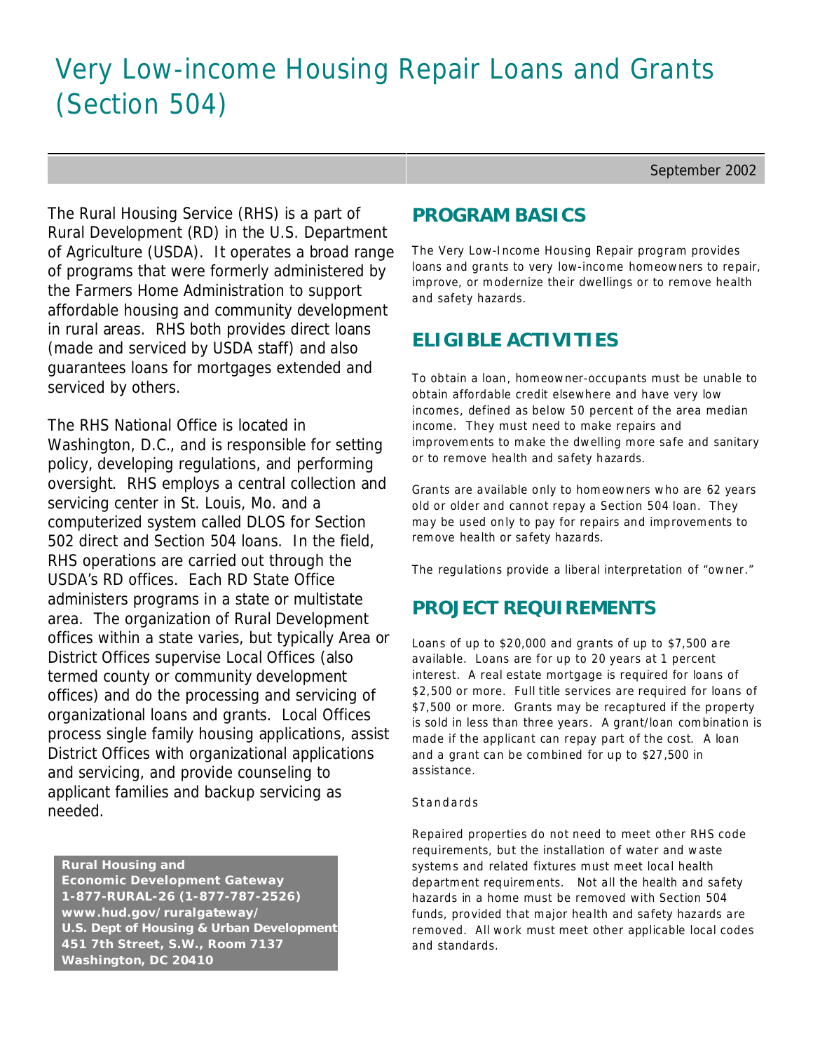# Very Low-income Housing Repair Loans and Grants (Section 504)

September 2002

The Rural Housing Service (RHS) is a part of Rural Development (RD) in the U.S. Department of Agriculture (USDA). It operates a broad range of programs that were formerly administered by the Farmers Home Administration to support affordable housing and community development in rural areas. RHS both provides direct loans (made and serviced by USDA staff) and also guarantees loans for mortgages extended and serviced by others.

The RHS National Office is located in Washington, D.C., and is responsible for setting policy, developing regulations, and performing oversight. RHS employs a central collection and servicing center in St. Louis, Mo. and a computerized system called DLOS for Section 502 direct and Section 504 loans. In the field, RHS operations are carried out through the USDA's RD offices. Each RD State Office administers programs in a state or multistate area. The organization of Rural Development offices within a state varies, but typically Area or District Offices supervise Local Offices (also termed county or community development offices) and do the processing and servicing of organizational loans and grants. Local Offices process single family housing applications, assist District Offices with organizational applications and servicing, and provide counseling to applicant families and backup servicing as needed.

**Rural Housing and Economic Development Gateway**
**1-877-RURAL-26 (1-877-787-2526)**
**www.hud.gov/ruralgateway/**
**U.S. Dept of Housing & Urban Development**
**451 7th Street, S.W., Room 7137**
**Washington, DC 20410**

## PROGRAM BASICS

The Very Low-Income Housing Repair program provides loans and grants to very low-income homeowners to repair, improve, or modernize their dwellings or to remove health and safety hazards.

## ELIGIBLE ACTIVITIES

To obtain a loan, homeowner-occupants must be unable to obtain affordable credit elsewhere and have very low incomes, defined as below 50 percent of the area median income. They must need to make repairs and improvements to make the dwelling more safe and sanitary or to remove health and safety hazards.

Grants are available only to homeowners who are 62 years old or older and cannot repay a Section 504 loan. They may be used only to pay for repairs and improvements to remove health or safety hazards.

The regulations provide a liberal interpretation of "owner."

## PROJECT REQUIREMENTS

Loans of up to $20,000 and grants of up to $7,500 are available. Loans are for up to 20 years at 1 percent interest. A real estate mortgage is required for loans of $2,500 or more. Full title services are required for loans of $7,500 or more. Grants may be recaptured if the property is sold in less than three years. A grant/loan combination is made if the applicant can repay part of the cost. A loan and a grant can be combined for up to $27,500 in assistance.

### Standards

Repaired properties do not need to meet other RHS code requirements, but the installation of water and waste systems and related fixtures must meet local health department requirements. Not all the health and safety hazards in a home must be removed with Section 504 funds, provided that major health and safety hazards are removed. All work must meet other applicable local codes and standards.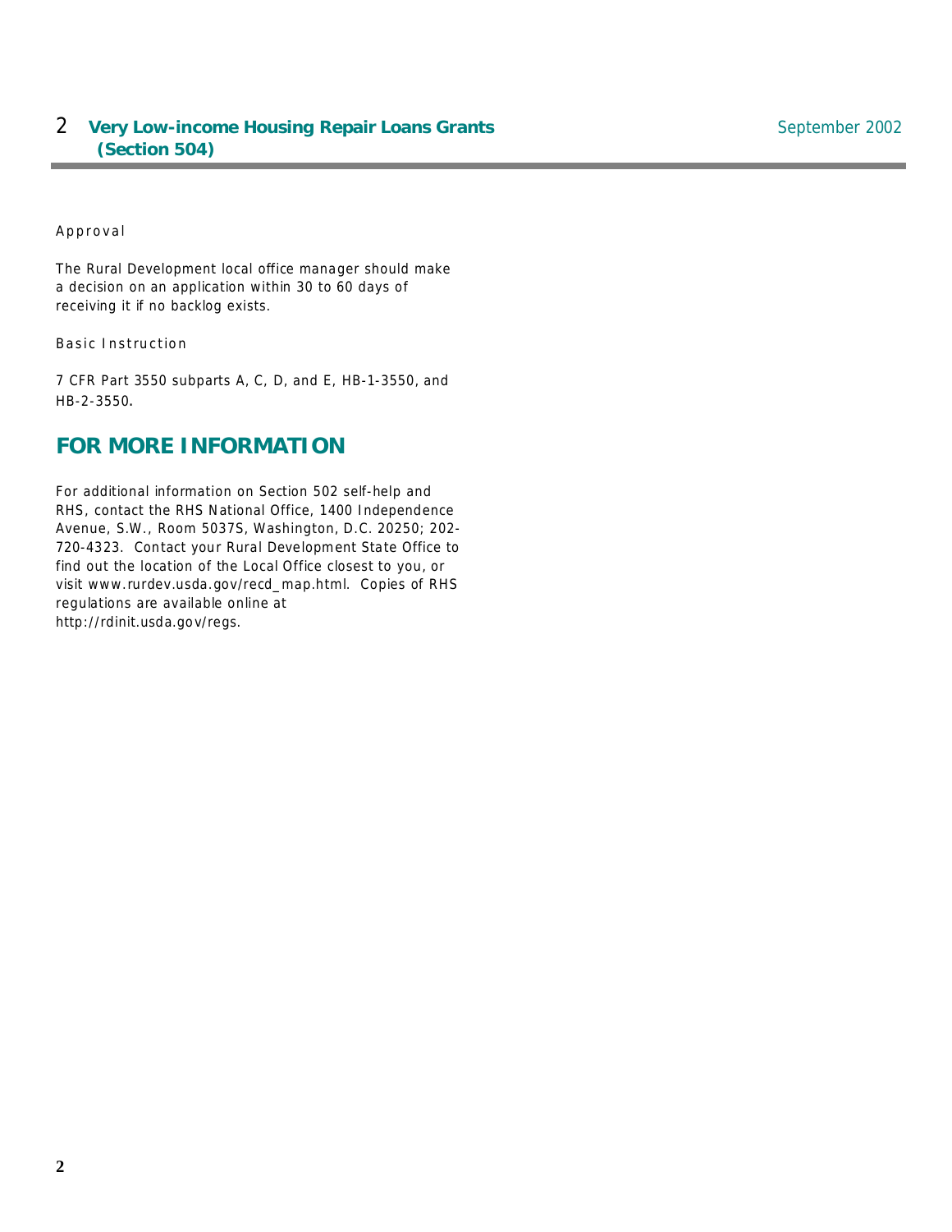Approval

The Rural Development local office manager should make a decision on an application within 30 to 60 days of receiving it if no backlog exists.

Basic Instruction

7 CFR Part 3550 subparts A, C, D, and E, HB-1-3550, and HB-2-3550.

## FOR MORE INFORMATION

For additional information on Section 502 self-help and RHS, contact the RHS National Office, 1400 Independence Avenue, S.W., Room 5037S, Washington, D.C. 20250; 202-720-4323. Contact your Rural Development State Office to find out the location of the Local Office closest to you, or visit www.rurdev.usda.gov/recd_map.html. Copies of RHS regulations are available online at http://rdinit.usda.gov/regs.